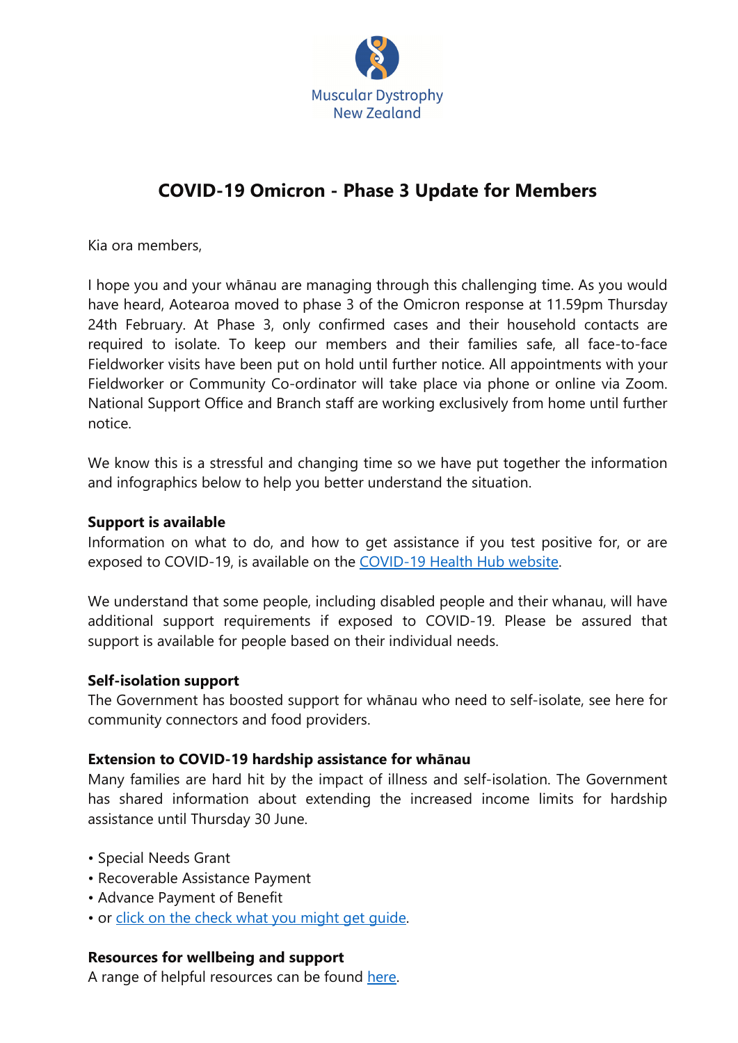Muscular Dystrophy
New Zealand

# COVID-19 Omicron - Phase 3 Update for Members

Kia ora members,

I hope you and your whānau are managing through this challenging time. As you would have heard, Aotearoa moved to phase 3 of the Omicron response at 11.59pm Thursday 24th February. At Phase 3, only confirmed cases and their household contacts are required to isolate. To keep our members and their families safe, all face-to-face Fieldworker visits have been put on hold until further notice. All appointments with your Fieldworker or Community Co-ordinator will take place via phone or online via Zoom. National Support Office and Branch staff are working exclusively from home until further notice.

We know this is a stressful and changing time so we have put together the information and infographics below to help you better understand the situation.

**Support is available**
Information on what to do, and how to get assistance if you test positive for, or are exposed to COVID-19, is available on the COVID-19 Health Hub website.

We understand that some people, including disabled people and their whanau, will have additional support requirements if exposed to COVID-19. Please be assured that support is available for people based on their individual needs.

**Self-isolation support**
The Government has boosted support for whānau who need to self-isolate, see here for community connectors and food providers.

**Extension to COVID-19 hardship assistance for whānau**
Many families are hard hit by the impact of illness and self-isolation. The Government has shared information about extending the increased income limits for hardship assistance until Thursday 30 June.

- Special Needs Grant
- Recoverable Assistance Payment
- Advance Payment of Benefit
- or click on the check what you might get guide.

**Resources for wellbeing and support**
A range of helpful resources can be found here.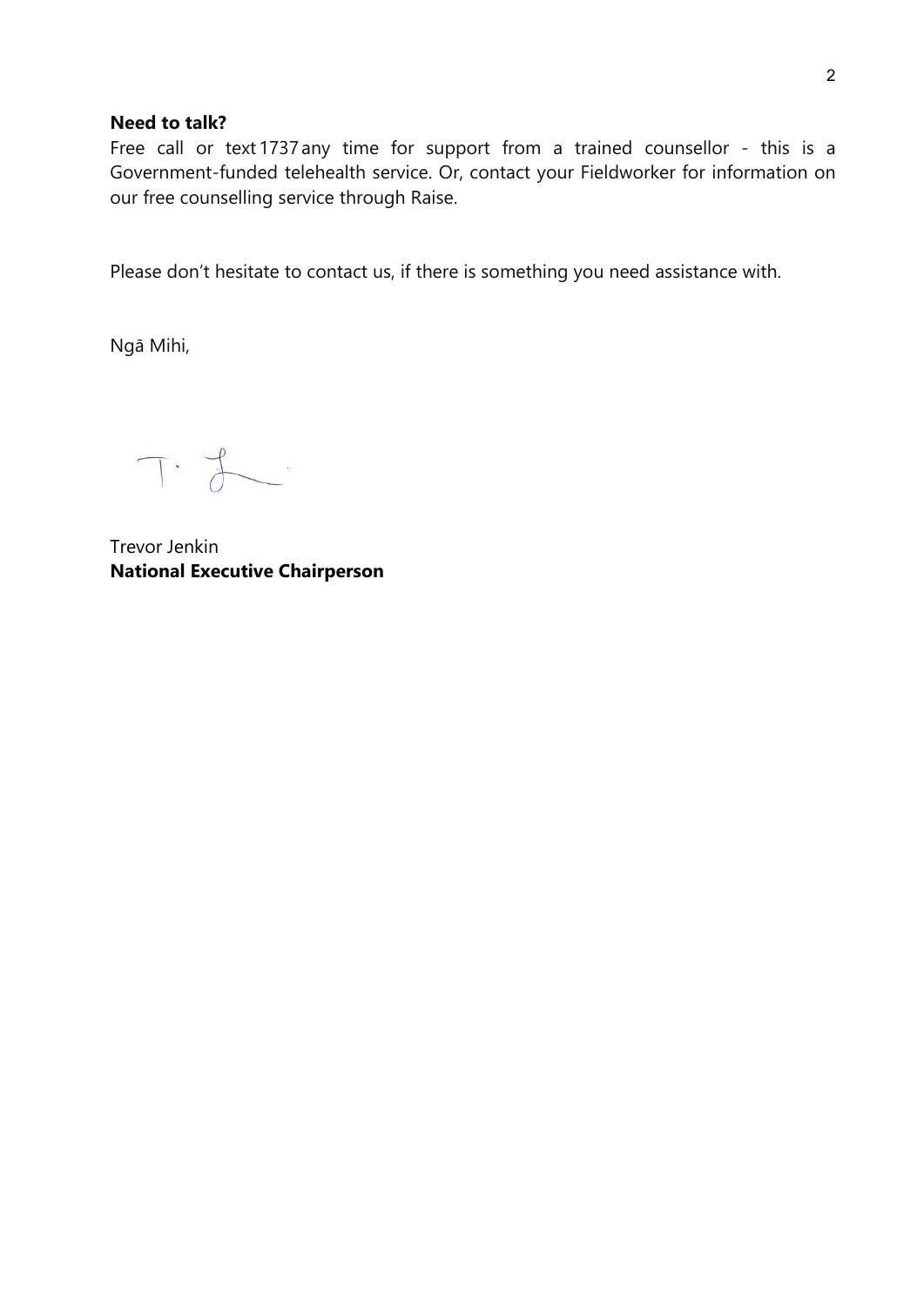**Need to talk?**

Free call or text 1737 any time for support from a trained counsellor - this is a Government-funded telehealth service. Or, contact your Fieldworker for information on our free counselling service through Raise.

Please don't hesitate to contact us, if there is something you need assistance with.

Ngā Mihi,

Trevor Jenkin
**National Executive Chairperson**